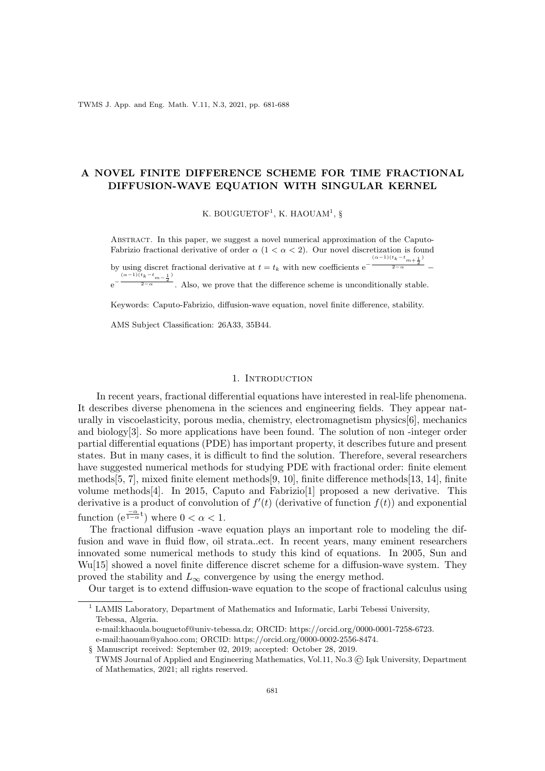# A NOVEL FINITE DIFFERENCE SCHEME FOR TIME FRACTIONAL DIFFUSION-WAVE EQUATION WITH SINGULAR KERNEL

K. BOUGUETOF[1], K. HAOUAM[1], §

Abstract. In this paper, we suggest a novel numerical approximation of the Caputo-Fabrizio fractional derivative of order $\alpha$ $(1 < \alpha < 2)$. Our novel discretization is found by using discret fractional derivative at $t = t_k$ with new coefficients $\mathrm{e}^{-\frac{(\alpha-1)(t_k - t_{m+\frac{1}{2}})}{2-\alpha}} - \mathrm{e}^{-\frac{(\alpha-1)(t_k - t_{m-\frac{1}{2}})}{2-\alpha}}$. Also, we prove that the difference scheme is unconditionally stable.

Keywords: Caputo-Fabrizio, diffusion-wave equation, novel finite difference, stability.

AMS Subject Classification: 26A33, 35B44.

## 1. Introduction

In recent years, fractional differential equations have interested in real-life phenomena. It describes diverse phenomena in the sciences and engineering fields. They appear naturally in viscoelasticity, porous media, chemistry, electromagnetism physics[6], mechanics and biology[3]. So more applications have been found. The solution of non -integer order partial differential equations (PDE) has important property, it describes future and present states. But in many cases, it is difficult to find the solution. Therefore, several researchers have suggested numerical methods for studying PDE with fractional order: finite element methods[5, 7], mixed finite element methods[9, 10], finite difference methods[13, 14], finite volume methods[4]. In 2015, Caputo and Fabrizio[1] proposed a new derivative. This derivative is a product of convolution of $f'(t)$ (derivative of function $f(t)$) and exponential function $(\mathrm{e}^{\frac{-\alpha}{1-\alpha}t})$ where $0 < \alpha < 1$.

The fractional diffusion -wave equation plays an important role to modeling the diffusion and wave in fluid flow, oil strata..ect. In recent years, many eminent researchers innovated some numerical methods to study this kind of equations. In 2005, Sun and Wu[15] showed a novel finite difference discret scheme for a diffusion-wave system. They proved the stability and $L_\infty$ convergence by using the energy method.

Our target is to extend diffusion-wave equation to the scope of fractional calculus using

---

[1] LAMIS Laboratory, Department of Mathematics and Informatic, Larbi Tebessi University, Tebessa, Algeria.
e-mail:khaoula.bouguetof@univ-tebessa.dz; ORCID: https://orcid.org/0000-0001-7258-6723.
e-mail:haouam@yahoo.com; ORCID: https://orcid.org/0000-0002-2556-8474.

§ Manuscript received: September 02, 2019; accepted: October 28, 2019.
TWMS Journal of Applied and Engineering Mathematics, Vol.11, No.3 © Işık University, Department of Mathematics, 2021; all rights reserved.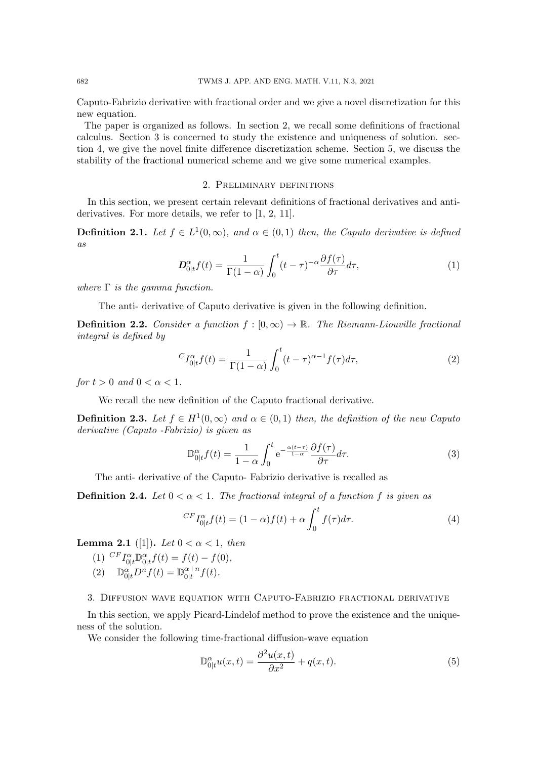Caputo-Fabrizio derivative with fractional order and we give a novel discretization for this new equation.

The paper is organized as follows. In section 2, we recall some definitions of fractional calculus. Section 3 is concerned to study the existence and uniqueness of solution. section 4, we give the novel finite difference discretization scheme. Section 5, we discuss the stability of the fractional numerical scheme and we give some numerical examples.

## 2. Preliminary definitions

In this section, we present certain relevant definitions of fractional derivatives and anti-derivatives. For more details, we refer to [1, 2, 11].

**Definition 2.1.** *Let $f \in L^1(0,\infty)$, and $\alpha \in (0,1)$ then, the Caputo derivative is defined as*

$$\boldsymbol{D}^{\alpha}_{0|t} f(t) = \frac{1}{\Gamma(1-\alpha)} \int_0^t (t-\tau)^{-\alpha} \frac{\partial f(\tau)}{\partial \tau} d\tau, \tag{1}$$

*where $\Gamma$ is the gamma function.*

The anti- derivative of Caputo derivative is given in the following definition.

**Definition 2.2.** *Consider a function $f : [0,\infty) \to \mathbb{R}$. The Riemann-Liouville fractional integral is defined by*

$${}^{C}I^{\alpha}_{0|t} f(t) = \frac{1}{\Gamma(1-\alpha)} \int_0^t (t-\tau)^{\alpha-1} f(\tau) d\tau, \tag{2}$$

*for $t > 0$ and $0 < \alpha < 1$.*

We recall the new definition of the Caputo fractional derivative.

**Definition 2.3.** *Let $f \in H^1(0,\infty)$ and $\alpha \in (0,1)$ then, the definition of the new Caputo derivative (Caputo -Fabrizio) is given as*

$$\mathbb{D}^{\alpha}_{0|t} f(t) = \frac{1}{1-\alpha} \int_0^t \mathrm{e}^{-\frac{\alpha(t-\tau)}{1-\alpha}} \frac{\partial f(\tau)}{\partial \tau} d\tau. \tag{3}$$

The anti- derivative of the Caputo- Fabrizio derivative is recalled as

**Definition 2.4.** *Let $0 < \alpha < 1$. The fractional integral of a function $f$ is given as*

$${}^{CF}I^{\alpha}_{0|t} f(t) = (1-\alpha) f(t) + \alpha \int_0^t f(\tau) d\tau. \tag{4}$$

**Lemma 2.1** ([1]). *Let $0 < \alpha < 1$, then*

(1) ${}^{CF}I^{\alpha}_{0|t} \mathbb{D}^{\alpha}_{0|t} f(t) = f(t) - f(0)$,

(2) $\mathbb{D}^{\alpha}_{0|t} D^n f(t) = \mathbb{D}^{\alpha+n}_{0|t} f(t)$.

## 3. Diffusion wave equation with Caputo-Fabrizio fractional derivative

In this section, we apply Picard-Lindelof method to prove the existence and the uniqueness of the solution.

We consider the following time-fractional diffusion-wave equation

$$\mathbb{D}^{\alpha}_{0|t} u(x,t) = \frac{\partial^2 u(x,t)}{\partial x^2} + q(x,t). \tag{5}$$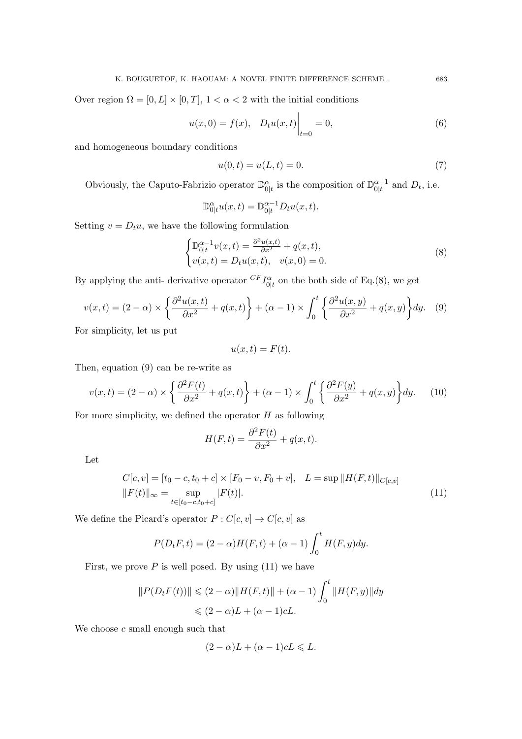Over region $\Omega = [0, L] \times [0, T]$, $1 < \alpha < 2$ with the initial conditions

$$u(x, 0) = f(x), \quad D_t u(x, t)\Big|_{t=0} = 0, \tag{6}$$

and homogeneous boundary conditions

$$u(0, t) = u(L, t) = 0. \tag{7}$$

Obviously, the Caputo-Fabrizio operator $\mathbb{D}^{\alpha}_{0|t}$ is the composition of $\mathbb{D}^{\alpha-1}_{0|t}$ and $D_t$, i.e.

$$\mathbb{D}^{\alpha}_{0|t} u(x, t) = \mathbb{D}^{\alpha-1}_{0|t} D_t u(x, t).$$

Setting $v = D_t u$, we have the following formulation

$$\begin{cases} \mathbb{D}^{\alpha-1}_{0|t} v(x, t) = \frac{\partial^2 u(x,t)}{\partial x^2} + q(x, t), \\ v(x, t) = D_t u(x, t), \quad v(x, 0) = 0. \end{cases} \tag{8}$$

By applying the anti- derivative operator ${}^{CF}I^{\alpha}_{0|t}$ on the both side of Eq.(8), we get

$$v(x, t) = (2 - \alpha) \times \left\{ \frac{\partial^2 u(x, t)}{\partial x^2} + q(x, t) \right\} + (\alpha - 1) \times \int_0^t \left\{ \frac{\partial^2 u(x, y)}{\partial x^2} + q(x, y) \right\} dy. \tag{9}$$

For simplicity, let us put

$$u(x, t) = F(t).$$

Then, equation (9) can be re-write as

$$v(x, t) = (2 - \alpha) \times \left\{ \frac{\partial^2 F(t)}{\partial x^2} + q(x, t) \right\} + (\alpha - 1) \times \int_0^t \left\{ \frac{\partial^2 F(y)}{\partial x^2} + q(x, y) \right\} dy. \tag{10}$$

For more simplicity, we defined the operator $H$ as following

$$H(F, t) = \frac{\partial^2 F(t)}{\partial x^2} + q(x, t).$$

Let

$$\begin{aligned} &C[c, v] = [t_0 - c, t_0 + c] \times [F_0 - v, F_0 + v], \quad L = \sup \|H(F, t)\|_{C[c,v]} \\ &\|F(t)\|_{\infty} = \sup_{t \in [t_0 - c, t_0 + c]} |F(t)|. \end{aligned} \tag{11}$$

We define the Picard's operator $P : C[c, v] \to C[c, v]$ as

$$P(D_t F, t) = (2 - \alpha) H(F, t) + (\alpha - 1) \int_0^t H(F, y) dy.$$

First, we prove $P$ is well posed. By using (11) we have

$$\begin{aligned} \|P(D_t F(t))\| &\leqslant (2 - \alpha)\|H(F, t)\| + (\alpha - 1) \int_0^t \|H(F, y)\| dy \\ &\leqslant (2 - \alpha) L + (\alpha - 1) c L. \end{aligned}$$

We choose $c$ small enough such that

$$(2 - \alpha) L + (\alpha - 1) c L \leqslant L.$$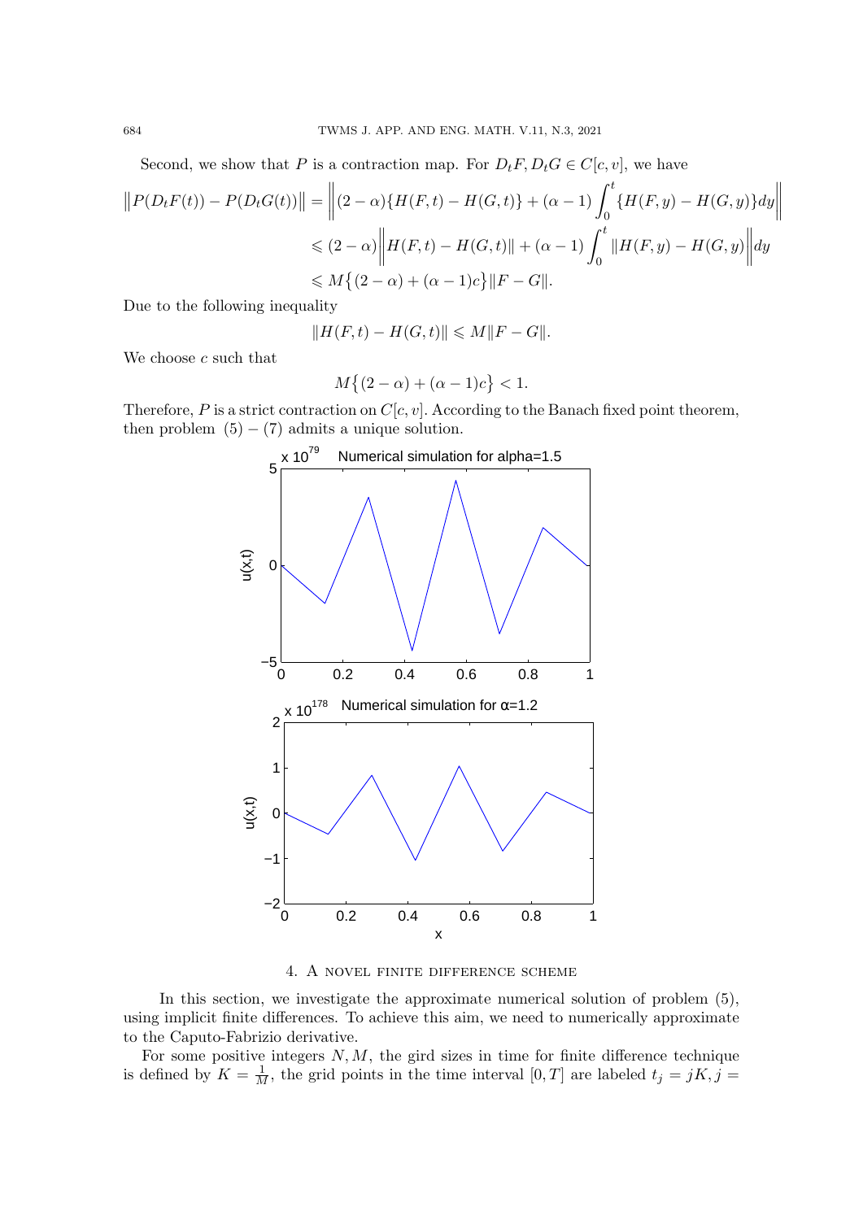Second, we show that $P$ is a contraction map. For $D_tF, D_tG \in C[c,v]$, we have

$$
\begin{aligned}
\left\|P(D_tF(t)) - P(D_tG(t))\right\| &= \left\|(2-\alpha)\{H(F,t) - H(G,t)\} + (\alpha-1)\int_0^t \{H(F,y) - H(G,y)\}dy\right\| \\
&\leqslant (2-\alpha)\left\|H(F,t) - H(G,t)\right\| + (\alpha-1)\int_0^t \left\|H(F,y) - H(G,y)\right\|dy \\
&\leqslant M\big\{(2-\alpha) + (\alpha-1)c\big\}\|F-G\|.
\end{aligned}
$$

Due to the following inequality

$$
\|H(F,t) - H(G,t)\| \leqslant M\|F-G\|.
$$

We choose $c$ such that

$$
M\big\{(2-\alpha) + (\alpha-1)c\big\} < 1.
$$

Therefore, $P$ is a strict contraction on $C[c,v]$. According to the Banach fixed point theorem, then problem $(5)-(7)$ admits a unique solution.

## 4. A novel finite difference scheme

In this section, we investigate the approximate numerical solution of problem (5), using implicit finite differences. To achieve this aim, we need to numerically approximate to the Caputo-Fabrizio derivative.

For some positive integers $N, M$, the gird sizes in time for finite difference technique is defined by $K = \frac{1}{M}$, the grid points in the time interval $[0,T]$ are labeled $t_j = jK, j =$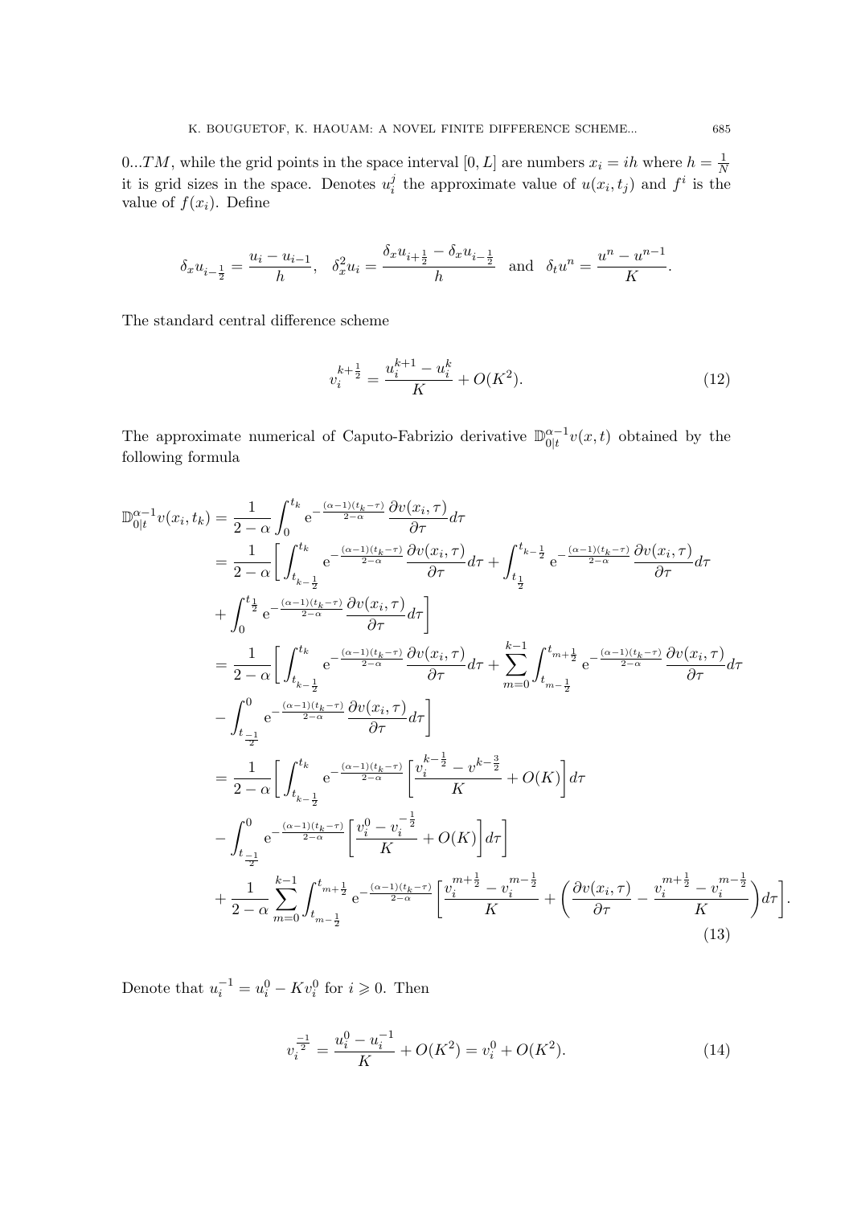$0...TM$, while the grid points in the space interval $[0, L]$ are numbers $x_i = ih$ where $h = \frac{1}{N}$ it is grid sizes in the space. Denotes $u_i^j$ the approximate value of $u(x_i, t_j)$ and $f^i$ is the value of $f(x_i)$. Define

$$\delta_x u_{i-\frac{1}{2}} = \frac{u_i - u_{i-1}}{h}, \quad \delta_x^2 u_i = \frac{\delta_x u_{i+\frac{1}{2}} - \delta_x u_{i-\frac{1}{2}}}{h} \quad \text{and} \quad \delta_t u^n = \frac{u^n - u^{n-1}}{K}.$$

The standard central difference scheme

$$v_i^{k+\frac{1}{2}} = \frac{u_i^{k+1} - u_i^k}{K} + O(K^2). \tag{12}$$

The approximate numerical of Caputo-Fabrizio derivative $\mathbb{D}_{0|t}^{\alpha-1} v(x,t)$ obtained by the following formula

$$\begin{aligned}
\mathbb{D}_{0|t}^{\alpha-1} v(x_i, t_k) &= \frac{1}{2-\alpha} \int_0^{t_k} \mathrm{e}^{-\frac{(\alpha-1)(t_k-\tau)}{2-\alpha}} \frac{\partial v(x_i,\tau)}{\partial \tau} d\tau \\
&= \frac{1}{2-\alpha} \bigg[ \int_{t_{k-\frac{1}{2}}}^{t_k} \mathrm{e}^{-\frac{(\alpha-1)(t_k-\tau)}{2-\alpha}} \frac{\partial v(x_i,\tau)}{\partial \tau} d\tau + \int_{t_{\frac{1}{2}}}^{t_{k-\frac{1}{2}}} \mathrm{e}^{-\frac{(\alpha-1)(t_k-\tau)}{2-\alpha}} \frac{\partial v(x_i,\tau)}{\partial \tau} d\tau \\
&+ \int_0^{t_{\frac{1}{2}}} \mathrm{e}^{-\frac{(\alpha-1)(t_k-\tau)}{2-\alpha}} \frac{\partial v(x_i,\tau)}{\partial \tau} d\tau \bigg] \\
&= \frac{1}{2-\alpha} \bigg[ \int_{t_{k-\frac{1}{2}}}^{t_k} \mathrm{e}^{-\frac{(\alpha-1)(t_k-\tau)}{2-\alpha}} \frac{\partial v(x_i,\tau)}{\partial \tau} d\tau + \sum_{m=0}^{k-1} \int_{t_{m-\frac{1}{2}}}^{t_{m+\frac{1}{2}}} \mathrm{e}^{-\frac{(\alpha-1)(t_k-\tau)}{2-\alpha}} \frac{\partial v(x_i,\tau)}{\partial \tau} d\tau \\
&- \int_{t_{\frac{-1}{2}}}^{0} \mathrm{e}^{-\frac{(\alpha-1)(t_k-\tau)}{2-\alpha}} \frac{\partial v(x_i,\tau)}{\partial \tau} d\tau \bigg] \\
&= \frac{1}{2-\alpha} \bigg[ \int_{t_{k-\frac{1}{2}}}^{t_k} \mathrm{e}^{-\frac{(\alpha-1)(t_k-\tau)}{2-\alpha}} \bigg[ \frac{v_i^{k-\frac{1}{2}} - v^{k-\frac{3}{2}}}{K} + O(K) \bigg] d\tau \\
&- \int_{t_{\frac{-1}{2}}}^{0} \mathrm{e}^{-\frac{(\alpha-1)(t_k-\tau)}{2-\alpha}} \bigg[ \frac{v_i^0 - v_i^{-\frac{1}{2}}}{K} + O(K) \bigg] d\tau \bigg] \\
&+ \frac{1}{2-\alpha} \sum_{m=0}^{k-1} \int_{t_{m-\frac{1}{2}}}^{t_{m+\frac{1}{2}}} \mathrm{e}^{-\frac{(\alpha-1)(t_k-\tau)}{2-\alpha}} \bigg[ \frac{v_i^{m+\frac{1}{2}} - v_i^{m-\frac{1}{2}}}{K} + \bigg( \frac{\partial v(x_i,\tau)}{\partial \tau} - \frac{v_i^{m+\frac{1}{2}} - v_i^{m-\frac{1}{2}}}{K} \bigg) d\tau \bigg].
\end{aligned} \tag{13}$$

Denote that $u_i^{-1} = u_i^0 - K v_i^0$ for $i \geqslant 0$. Then

$$v_i^{\frac{-1}{2}} = \frac{u_i^0 - u_i^{-1}}{K} + O(K^2) = v_i^0 + O(K^2). \tag{14}$$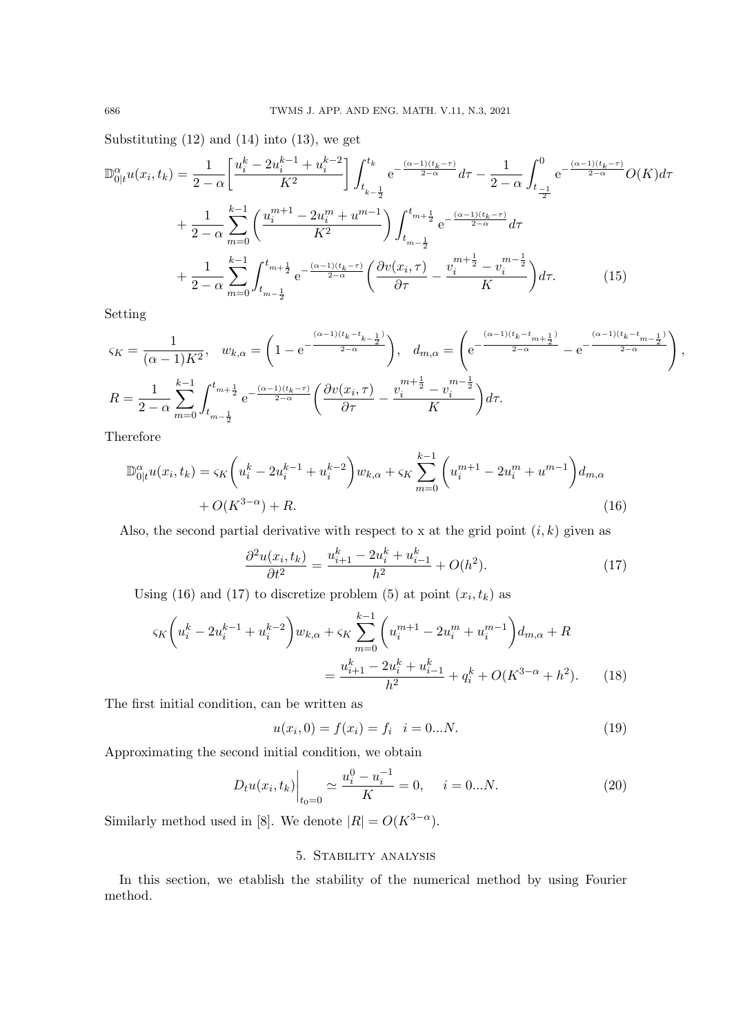Substituting (12) and (14) into (13), we get

$$\mathbb{D}^{\alpha}_{0|t}u(x_i,t_k) = \frac{1}{2-\alpha}\left[\frac{u_i^k - 2u_i^{k-1} + u_i^{k-2}}{K^2}\right]\int_{t_{k-\frac{1}{2}}}^{t_k} \mathrm{e}^{-\frac{(\alpha-1)(t_k-\tau)}{2-\alpha}}d\tau - \frac{1}{2-\alpha}\int_{t_{\frac{-1}{2}}}^{0} \mathrm{e}^{-\frac{(\alpha-1)(t_k-\tau)}{2-\alpha}}O(K)d\tau$$

$$+ \frac{1}{2-\alpha}\sum_{m=0}^{k-1}\left(\frac{u_i^{m+1} - 2u_i^m + u^{m-1}}{K^2}\right)\int_{t_{m-\frac{1}{2}}}^{t_{m+\frac{1}{2}}} \mathrm{e}^{-\frac{(\alpha-1)(t_k-\tau)}{2-\alpha}}d\tau$$

$$+ \frac{1}{2-\alpha}\sum_{m=0}^{k-1}\int_{t_{m-\frac{1}{2}}}^{t_{m+\frac{1}{2}}} \mathrm{e}^{-\frac{(\alpha-1)(t_k-\tau)}{2-\alpha}}\left(\frac{\partial v(x_i,\tau)}{\partial \tau} - \frac{v_i^{m+\frac{1}{2}} - v_i^{m-\frac{1}{2}}}{K}\right)d\tau. \tag{15}$$

Setting

$$\varsigma_K = \frac{1}{(\alpha-1)K^2}, \quad w_{k,\alpha} = \left(1 - \mathrm{e}^{-\frac{(\alpha-1)(t_k - t_{k-\frac{1}{2}})}{2-\alpha}}\right), \quad d_{m,\alpha} = \left(\mathrm{e}^{-\frac{(\alpha-1)(t_k - t_{m+\frac{1}{2}})}{2-\alpha}} - \mathrm{e}^{-\frac{(\alpha-1)(t_k - t_{m-\frac{1}{2}})}{2-\alpha}}\right),$$

$$R = \frac{1}{2-\alpha}\sum_{m=0}^{k-1}\int_{t_{m-\frac{1}{2}}}^{t_{m+\frac{1}{2}}} \mathrm{e}^{-\frac{(\alpha-1)(t_k-\tau)}{2-\alpha}}\left(\frac{\partial v(x_i,\tau)}{\partial \tau} - \frac{v_i^{m+\frac{1}{2}} - v_i^{m-\frac{1}{2}}}{K}\right)d\tau.$$

Therefore

$$\mathbb{D}^{\alpha}_{0|t}u(x_i,t_k) = \varsigma_K\left(u_i^k - 2u_i^{k-1} + u_i^{k-2}\right)w_{k,\alpha} + \varsigma_K\sum_{m=0}^{k-1}\left(u_i^{m+1} - 2u_i^m + u^{m-1}\right)d_{m,\alpha}$$
$$+ O(K^{3-\alpha}) + R. \tag{16}$$

Also, the second partial derivative with respect to x at the grid point $(i,k)$ given as

$$\frac{\partial^2 u(x_i,t_k)}{\partial t^2} = \frac{u_{i+1}^k - 2u_i^k + u_{i-1}^k}{h^2} + O(h^2). \tag{17}$$

Using (16) and (17) to discretize problem (5) at point $(x_i,t_k)$ as

$$\varsigma_K\left(u_i^k - 2u_i^{k-1} + u_i^{k-2}\right)w_{k,\alpha} + \varsigma_K\sum_{m=0}^{k-1}\left(u_i^{m+1} - 2u_i^m + u_i^{m-1}\right)d_{m,\alpha} + R$$
$$= \frac{u_{i+1}^k - 2u_i^k + u_{i-1}^k}{h^2} + q_i^k + O(K^{3-\alpha} + h^2). \tag{18}$$

The first initial condition, can be written as

$$u(x_i,0) = f(x_i) = f_i \quad i = 0...N. \tag{19}$$

Approximating the second initial condition, we obtain

$$D_t u(x_i,t_k)\Big|_{t_0=0} \simeq \frac{u_i^0 - u_i^{-1}}{K} = 0, \quad i = 0...N. \tag{20}$$

Similarly method used in [8]. We denote $|R| = O(K^{3-\alpha})$.

## 5. Stability analysis

In this section, we etablish the stability of the numerical method by using Fourier method.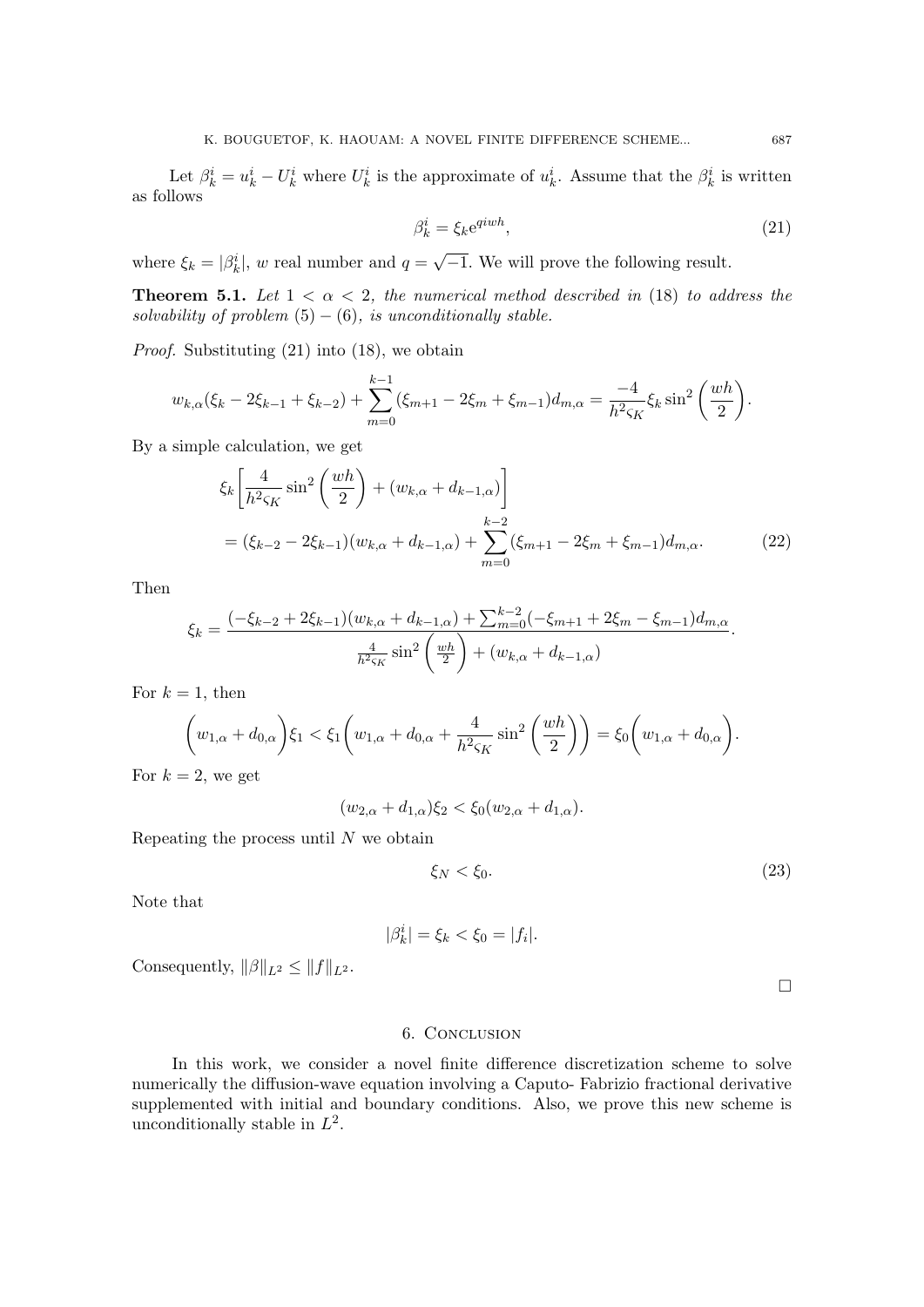Let $\beta_k^i = u_k^i - U_k^i$ where $U_k^i$ is the approximate of $u_k^i$. Assume that the $\beta_k^i$ is written as follows

$$\beta_k^i = \xi_k e^{qiwh}, \tag{21}$$

where $\xi_k = |\beta_k^i|$, $w$ real number and $q = \sqrt{-1}$. We will prove the following result.

**Theorem 5.1.** *Let $1 < \alpha < 2$, the numerical method described in* (18) *to address the solvability of problem* $(5) - (6)$*, is unconditionally stable.*

*Proof.* Substituting (21) into (18), we obtain

$$w_{k,\alpha}(\xi_k - 2\xi_{k-1} + \xi_{k-2}) + \sum_{m=0}^{k-1}(\xi_{m+1} - 2\xi_m + \xi_{m-1})d_{m,\alpha} = \frac{-4}{h^2\varsigma_K}\xi_k \sin^2\left(\frac{wh}{2}\right).$$

By a simple calculation, we get

$$\begin{aligned} &\xi_k\left[\frac{4}{h^2\varsigma_K}\sin^2\left(\frac{wh}{2}\right) + (w_{k,\alpha} + d_{k-1,\alpha})\right] \\ &= (\xi_{k-2} - 2\xi_{k-1})(w_{k,\alpha} + d_{k-1,\alpha}) + \sum_{m=0}^{k-2}(\xi_{m+1} - 2\xi_m + \xi_{m-1})d_{m,\alpha}. \end{aligned} \tag{22}$$

Then

$$\xi_k = \frac{(-\xi_{k-2} + 2\xi_{k-1})(w_{k,\alpha} + d_{k-1,\alpha}) + \sum_{m=0}^{k-2}(-\xi_{m+1} + 2\xi_m - \xi_{m-1})d_{m,\alpha}}{\frac{4}{h^2\varsigma_K}\sin^2\left(\frac{wh}{2}\right) + (w_{k,\alpha} + d_{k-1,\alpha})}.$$

For $k = 1$, then

$$\left(w_{1,\alpha} + d_{0,\alpha}\right)\xi_1 < \xi_1\left(w_{1,\alpha} + d_{0,\alpha} + \frac{4}{h^2\varsigma_K}\sin^2\left(\frac{wh}{2}\right)\right) = \xi_0\left(w_{1,\alpha} + d_{0,\alpha}\right).$$

For $k = 2$, we get

$$(w_{2,\alpha} + d_{1,\alpha})\xi_2 < \xi_0(w_{2,\alpha} + d_{1,\alpha}).$$

Repeating the process until $N$ we obtain

$$\xi_N < \xi_0. \tag{23}$$

Note that

$$|\beta_k^i| = \xi_k < \xi_0 = |f_i|.$$

Consequently, $\|\beta\|_{L^2} \leq \|f\|_{L^2}$.

□

## 6. Conclusion

In this work, we consider a novel finite difference discretization scheme to solve numerically the diffusion-wave equation involving a Caputo- Fabrizio fractional derivative supplemented with initial and boundary conditions. Also, we prove this new scheme is unconditionally stable in $L^2$.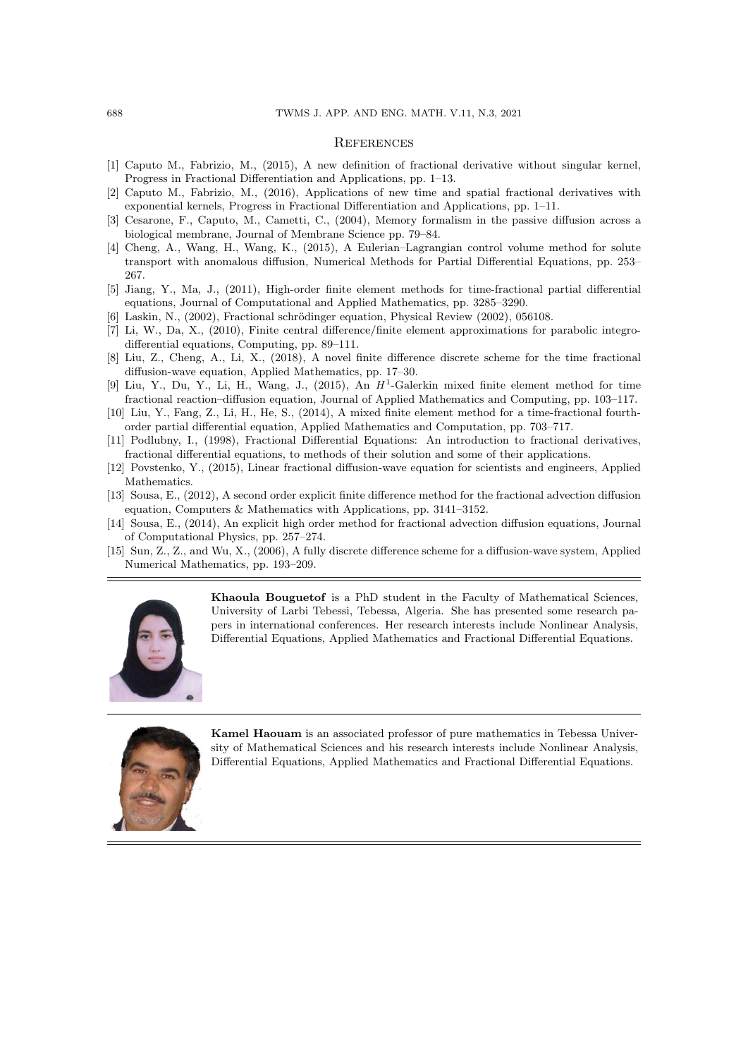## References

[1] Caputo M., Fabrizio, M., (2015), A new definition of fractional derivative without singular kernel, Progress in Fractional Differentiation and Applications, pp. 1–13.

[2] Caputo M., Fabrizio, M., (2016), Applications of new time and spatial fractional derivatives with exponential kernels, Progress in Fractional Differentiation and Applications, pp. 1–11.

[3] Cesarone, F., Caputo, M., Cametti, C., (2004), Memory formalism in the passive diffusion across a biological membrane, Journal of Membrane Science pp. 79–84.

[4] Cheng, A., Wang, H., Wang, K., (2015), A Eulerian–Lagrangian control volume method for solute transport with anomalous diffusion, Numerical Methods for Partial Differential Equations, pp. 253–267.

[5] Jiang, Y., Ma, J., (2011), High-order finite element methods for time-fractional partial differential equations, Journal of Computational and Applied Mathematics, pp. 3285–3290.

[6] Laskin, N., (2002), Fractional schrödinger equation, Physical Review (2002), 056108.

[7] Li, W., Da, X., (2010), Finite central difference/finite element approximations for parabolic integro-differential equations, Computing, pp. 89–111.

[8] Liu, Z., Cheng, A., Li, X., (2018), A novel finite difference discrete scheme for the time fractional diffusion-wave equation, Applied Mathematics, pp. 17–30.

[9] Liu, Y., Du, Y., Li, H., Wang, J., (2015), An $H^1$-Galerkin mixed finite element method for time fractional reaction–diffusion equation, Journal of Applied Mathematics and Computing, pp. 103–117.

[10] Liu, Y., Fang, Z., Li, H., He, S., (2014), A mixed finite element method for a time-fractional fourth-order partial differential equation, Applied Mathematics and Computation, pp. 703–717.

[11] Podlubny, I., (1998), Fractional Differential Equations: An introduction to fractional derivatives, fractional differential equations, to methods of their solution and some of their applications.

[12] Povstenko, Y., (2015), Linear fractional diffusion-wave equation for scientists and engineers, Applied Mathematics.

[13] Sousa, E., (2012), A second order explicit finite difference method for the fractional advection diffusion equation, Computers & Mathematics with Applications, pp. 3141–3152.

[14] Sousa, E., (2014), An explicit high order method for fractional advection diffusion equations, Journal of Computational Physics, pp. 257–274.

[15] Sun, Z., Z., and Wu, X., (2006), A fully discrete difference scheme for a diffusion-wave system, Applied Numerical Mathematics, pp. 193–209.

---

**Khaoula Bouguetof** is a PhD student in the Faculty of Mathematical Sciences, University of Larbi Tebessi, Tebessa, Algeria. She has presented some research papers in international conferences. Her research interests include Nonlinear Analysis, Differential Equations, Applied Mathematics and Fractional Differential Equations.

---

**Kamel Haouam** is an associated professor of pure mathematics in Tebessa University of Mathematical Sciences and his research interests include Nonlinear Analysis, Differential Equations, Applied Mathematics and Fractional Differential Equations.